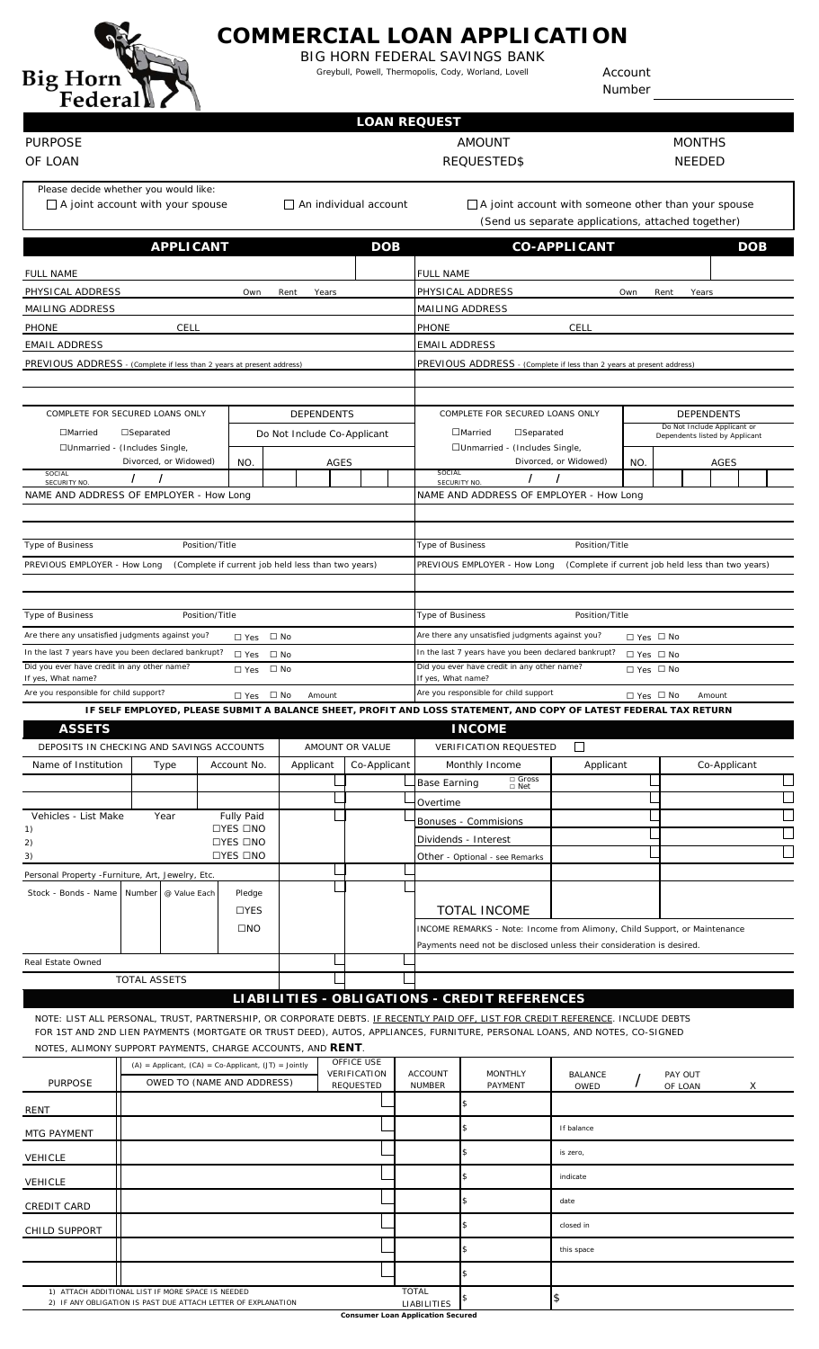# COMMERCIAL LOAN APPLICATION

BIG HORN FEDERAL SAVINGS BANK

Greybull, Powell, Thermopolis, Cody, Worland, Lovell

Account Number

Big Horn Federal

## LOAN REQUEST

| PURPOSE OF LOAN | AMOUNT REQUESTED$ | MONTHS NEEDED |
|---|---|---|
| | | |

Please decide whether you would like:

☐ A joint account with your spouse ☐ An individual account ☐ A joint account with someone other than your spouse (Send us separate applications, attached together)

| APPLICANT | DOB | CO-APPLICANT | DOB |
|---|---|---|---|
| FULL NAME | | FULL NAME | |
| PHYSICAL ADDRESS Own Rent Years | | PHYSICAL ADDRESS Own Rent Years | |
| MAILING ADDRESS | | MAILING ADDRESS | |
| PHONE CELL | | PHONE CELL | |
| EMAIL ADDRESS | | EMAIL ADDRESS | |
| PREVIOUS ADDRESS - (Complete if less than 2 years at present address) | | PREVIOUS ADDRESS - (Complete if less than 2 years at present address) | |
| COMPLETE FOR SECURED LOANS ONLY ☐Married ☐Separated ☐Unmarried - (Includes Single, Divorced, or Widowed) | DEPENDENTS Do Not Include Co-Applicant NO. AGES | COMPLETE FOR SECURED LOANS ONLY ☐Married ☐Separated ☐Unmarried - (Includes Single, Divorced, or Widowed) | DEPENDENTS Do Not Include Applicant or Dependents listed by Applicant NO. AGES |
| SOCIAL SECURITY NO. / / | | SOCIAL SECURITY NO. / / | |
| NAME AND ADDRESS OF EMPLOYER - How Long | | NAME AND ADDRESS OF EMPLOYER - How Long | |
| Type of Business Position/Title | | Type of Business Position/Title | |
| PREVIOUS EMPLOYER - How Long (Complete if current job held less than two years) | | PREVIOUS EMPLOYER - How Long (Complete if current job held less than two years) | |
| Type of Business Position/Title | | Type of Business Position/Title | |
| Are there any unsatisfied judgments against you? ☐ Yes ☐ No | | Are there any unsatisfied judgments against you? ☐ Yes ☐ No | |
| In the last 7 years have you been declared bankrupt? ☐ Yes ☐ No | | In the last 7 years have you been declared bankrupt? ☐ Yes ☐ No | |
| Did you ever have credit in any other name? ☐ Yes ☐ No If yes, What name? | | Did you ever have credit in any other name? ☐ Yes ☐ No If yes, What name? | |
| Are you responsible for child support? ☐ Yes ☐ No Amount | | Are you responsible for child support ☐ Yes ☐ No Amount | |

**IF SELF EMPLOYED, PLEASE SUBMIT A BALANCE SHEET, PROFIT AND LOSS STATEMENT, AND COPY OF LATEST FEDERAL TAX RETURN**

## ASSETS

| DEPOSITS IN CHECKING AND SAVINGS ACCOUNTS | | | AMOUNT OR VALUE | |
|---|---|---|---|---|
| Name of Institution | Type | Account No. | Applicant | Co-Applicant |
| | | | | |
| | | | | |
| Vehicles - List Make | Year | Fully Paid | | |
| 1) | | ☐YES ☐NO | | |
| 2) | | ☐YES ☐NO | | |
| 3) | | ☐YES ☐NO | | |
| Personal Property -Furniture, Art, Jewelry, Etc. | | | | |
| Stock - Bonds - Name / Number / @ Value Each | | Pledge ☐YES ☐NO | | |
| Real Estate Owned | | | | |
| TOTAL ASSETS | | | | |

## INCOME

VERIFICATION REQUESTED ☐

| Monthly Income | Applicant | Co-Applicant |
|---|---|---|
| Base Earning ☐ Gross ☐ Net | | |
| Overtime | | |
| Bonuses - Commisions | | |
| Dividends - Interest | | |
| Other - Optional - see Remarks | | |
| TOTAL INCOME | | |

INCOME REMARKS - Note: Income from Alimony, Child Support, or Maintenance Payments need not be disclosed unless their consideration is desired.

## LIABILITIES - OBLIGATIONS - CREDIT REFERENCES

NOTE: LIST ALL PERSONAL, TRUST, PARTNERSHIP, OR CORPORATE DEBTS. IF RECENTLY PAID OFF, LIST FOR CREDIT REFERENCE. INCLUDE DEBTS FOR 1ST AND 2ND LIEN PAYMENTS (MORTGATE OR TRUST DEED), AUTOS, APPLIANCES, FURNITURE, PERSONAL LOANS, AND NOTES, CO-SIGNED NOTES, ALIMONY SUPPORT PAYMENTS, CHARGE ACCOUNTS, AND **RENT**.

| PURPOSE | (A) = Applicant, (CA) = Co-Applicant, (JT) = Jointly OWED TO (NAME AND ADDRESS) | OFFICE USE VERIFICATION REQUESTED | ACCOUNT NUMBER | MONTHLY PAYMENT | BALANCE OWED / PAY OUT OF LOAN X |
|---|---|---|---|---|---|
| RENT | | | | $ | |
| MTG PAYMENT | | | | $ | If balance |
| VEHICLE | | | | $ | is zero, |
| VEHICLE | | | | $ | indicate |
| CREDIT CARD | | | | $ | date |
| CHILD SUPPORT | | | | $ | closed in |
| | | | | $ | this space |
| | | | | $ | |
| | | | TOTAL LIABILITIES | $ | $ |

1) ATTACH ADDITIONAL LIST IF MORE SPACE IS NEEDED
2) IF ANY OBLIGATION IS PAST DUE ATTACH LETTER OF EXPLANATION

**Consumer Loan Application Secured**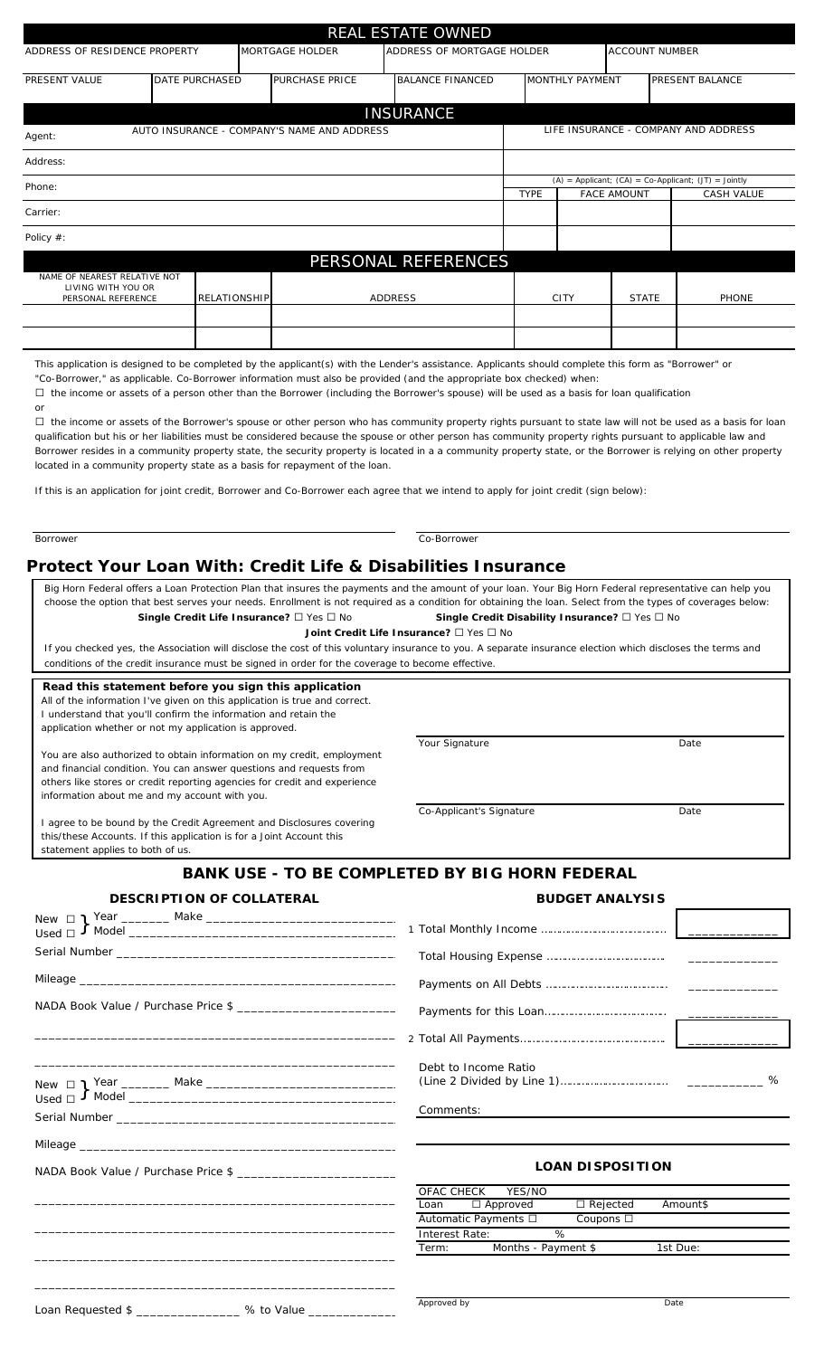## REAL ESTATE OWNED

| ADDRESS OF RESIDENCE PROPERTY | | MORTGAGE HOLDER | ADDRESS OF MORTGAGE HOLDER | | ACCOUNT NUMBER |
|---|---|---|---|---|---|
| PRESENT VALUE | DATE PURCHASED | PURCHASE PRICE | BALANCE FINANCED | MONTHLY PAYMENT | PRESENT BALANCE |

## INSURANCE

| | AUTO INSURANCE - COMPANY'S NAME AND ADDRESS | LIFE INSURANCE - COMPANY AND ADDRESS | | |
|---|---|---|---|---|
| Agent: | | | | |
| Address: | | | | |
| Phone: | | (A) = Applicant; (CA) = Co-Applicant; (JT) = Jointly | | |
| | | TYPE | FACE AMOUNT | CASH VALUE |
| Carrier: | | | | |
| Policy #: | | | | |

## PERSONAL REFERENCES

| NAME OF NEAREST RELATIVE NOT LIVING WITH YOU OR PERSONAL REFERENCE | RELATIONSHIP | ADDRESS | CITY | STATE | PHONE |
|---|---|---|---|---|---|
| | | | | | |
| | | | | | |

This application is designed to be completed by the applicant(s) with the Lender's assistance. Applicants should complete this form as "Borrower" or "Co-Borrower," as applicable. Co-Borrower information must also be provided (and the appropriate box checked) when:

☐ the income or assets of a person other than the Borrower (including the Borrower's spouse) will be used as a basis for loan qualification

or

☐ the income or assets of the Borrower's spouse or other person who has community property rights pursuant to state law will not be used as a basis for loan qualification but his or her liabilities must be considered because the spouse or other person has community property rights pursuant to applicable law and Borrower resides in a community property state, the security property is located in a a community property state, or the Borrower is relying on other property located in a community property state as a basis for repayment of the loan.

If this is an application for joint credit, Borrower and Co-Borrower each agree that we intend to apply for joint credit (sign below):

Borrower

Co-Borrower

## Protect Your Loan With: Credit Life & Disabilities Insurance

Big Horn Federal offers a Loan Protection Plan that insures the payments and the amount of your loan. Your Big Horn Federal representative can help you choose the option that best serves your needs. Enrollment is not required as a condition for obtaining the loan. Select from the types of coverages below:

**Single Credit Life Insurance?** ☐ Yes ☐ No **Single Credit Disability Insurance?** ☐ Yes ☐ No

**Joint Credit Life Insurance?** ☐ Yes ☐ No

If you checked yes, the Association will disclose the cost of this voluntary insurance to you. A separate insurance election which discloses the terms and conditions of the credit insurance must be signed in order for the coverage to become effective.

**Read this statement before you sign this application**

All of the information I've given on this application is true and correct. I understand that you'll confirm the information and retain the application whether or not my application is approved.

You are also authorized to obtain information on my credit, employment and financial condition. You can answer questions and requests from others like stores or credit reporting agencies for credit and experience information about me and my account with you.

I agree to be bound by the Credit Agreement and Disclosures covering this/these Accounts. If this application is for a Joint Account this statement applies to both of us.

Your Signature Date

Co-Applicant's Signature Date

## BANK USE - TO BE COMPLETED BY BIG HORN FEDERAL

### DESCRIPTION OF COLLATERAL

New ☐ Used ☐ Year _______ Make _________________________ Model _____________________________________

Serial Number _____________________________________

Mileage _____________________________________________

NADA Book Value / Purchase Price $ _____________________

_____________________________________________________

_____________________________________________________

New ☐ Used ☐ Year _______ Make _________________________ Model _____________________________________

Serial Number _____________________________________

Mileage _____________________________________________

NADA Book Value / Purchase Price $ _____________________

_____________________________________________________

_____________________________________________________

_____________________________________________________

_____________________________________________________

Loan Requested $ _______________ % to Value ____________

### BUDGET ANALYSIS

1 Total Monthly Income ............................... _____________

Total Housing Expense ............................... _____________

Payments on All Debts ............................... _____________

Payments for this Loan............................... _____________

2 Total All Payments............................... _____________

Debt to Income Ratio (Line 2 Divided by Line 1)............................... ___________ %

Comments:

### LOAN DISPOSITION

OFAC CHECK YES/NO

Loan ☐ Approved ☐ Rejected Amount$

Automatic Payments ☐ Coupons ☐

Interest Rate: %

Term: Months - Payment $ 1st Due:

Approved by Date